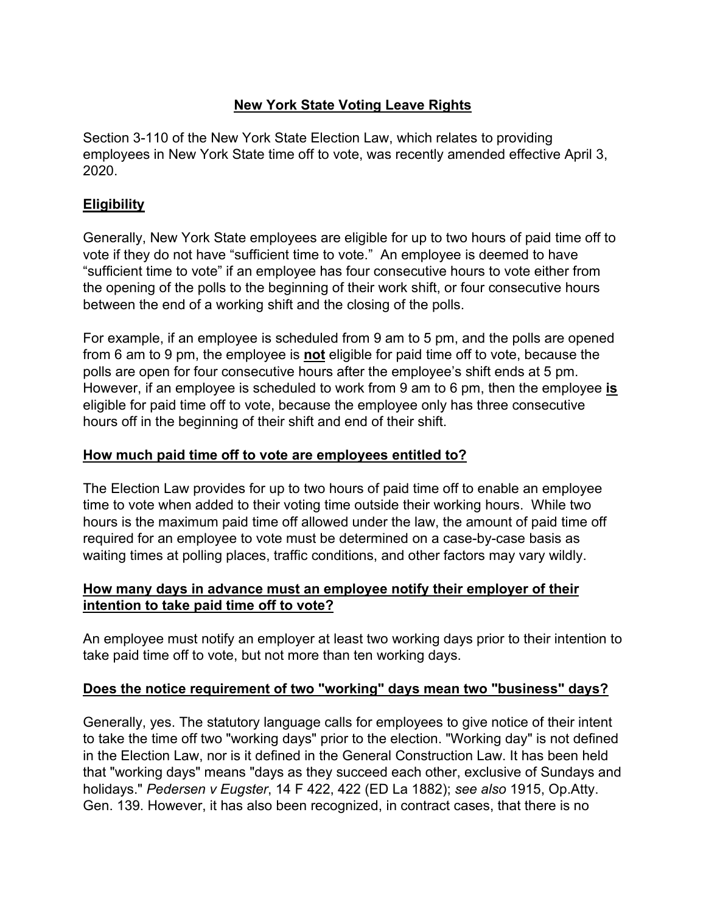# New York State Voting Leave Rights

Section 3-110 of the New York State Election Law, which relates to providing employees in New York State time off to vote, was recently amended effective April 3, 2020.

## Eligibility

Generally, New York State employees are eligible for up to two hours of paid time off to vote if they do not have "sufficient time to vote." An employee is deemed to have "sufficient time to vote" if an employee has four consecutive hours to vote either from the opening of the polls to the beginning of their work shift, or four consecutive hours between the end of a working shift and the closing of the polls.

For example, if an employee is scheduled from 9 am to 5 pm, and the polls are opened from 6 am to 9 pm, the employee is **not** eligible for paid time off to vote, because the polls are open for four consecutive hours after the employee's shift ends at 5 pm. However, if an employee is scheduled to work from 9 am to 6 pm, then the employee **is** eligible for paid time off to vote, because the employee only has three consecutive hours off in the beginning of their shift and end of their shift.

## How much paid time off to vote are employees entitled to?

The Election Law provides for up to two hours of paid time off to enable an employee time to vote when added to their voting time outside their working hours. While two hours is the maximum paid time off allowed under the law, the amount of paid time off required for an employee to vote must be determined on a case-by-case basis as waiting times at polling places, traffic conditions, and other factors may vary wildly.

## How many days in advance must an employee notify their employer of their intention to take paid time off to vote?

An employee must notify an employer at least two working days prior to their intention to take paid time off to vote, but not more than ten working days.

## Does the notice requirement of two "working" days mean two "business" days?

Generally, yes. The statutory language calls for employees to give notice of their intent to take the time off two "working days" prior to the election. "Working day" is not defined in the Election Law, nor is it defined in the General Construction Law. It has been held that "working days" means "days as they succeed each other, exclusive of Sundays and holidays." *Pedersen v Eugster*, 14 F 422, 422 (ED La 1882); *see also* 1915, Op.Atty. Gen. 139. However, it has also been recognized, in contract cases, that there is no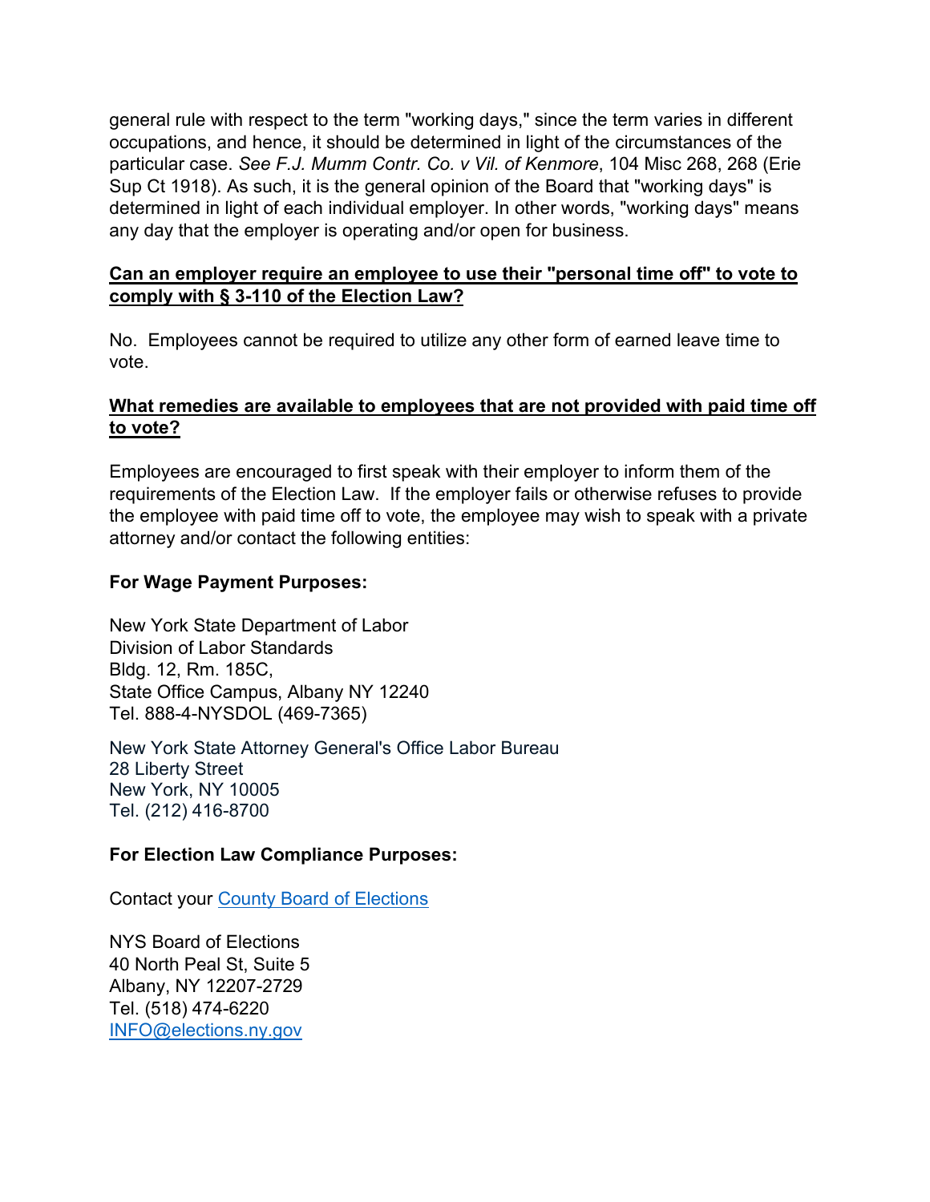general rule with respect to the term "working days," since the term varies in different occupations, and hence, it should be determined in light of the circumstances of the particular case. *See F.J. Mumm Contr. Co. v Vil. of Kenmore*, 104 Misc 268, 268 (Erie Sup Ct 1918). As such, it is the general opinion of the Board that "working days" is determined in light of each individual employer. In other words, "working days" means any day that the employer is operating and/or open for business.

**Can an employer require an employee to use their "personal time off" to vote to comply with § 3-110 of the Election Law?**

No. Employees cannot be required to utilize any other form of earned leave time to vote.

**What remedies are available to employees that are not provided with paid time off to vote?**

Employees are encouraged to first speak with their employer to inform them of the requirements of the Election Law. If the employer fails or otherwise refuses to provide the employee with paid time off to vote, the employee may wish to speak with a private attorney and/or contact the following entities:

**For Wage Payment Purposes:**

New York State Department of Labor
Division of Labor Standards
Bldg. 12, Rm. 185C,
State Office Campus, Albany NY 12240
Tel. 888-4-NYSDOL (469-7365)

New York State Attorney General's Office Labor Bureau
28 Liberty Street
New York, NY 10005
Tel. (212) 416-8700

**For Election Law Compliance Purposes:**

Contact your County Board of Elections

NYS Board of Elections
40 North Peal St, Suite 5
Albany, NY 12207-2729
Tel. (518) 474-6220
INFO@elections.ny.gov